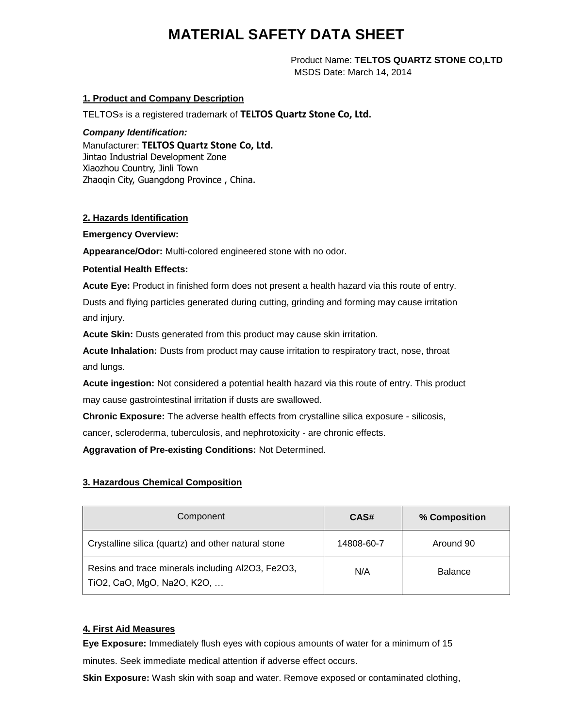# MATERIAL SAFETY DATA SHEET

Product Name: **TELTOS QUARTZ STONE CO,LTD**
MSDS Date: March 14, 2014

## 1. Product and Company Description

TELTOS® is a registered trademark of **TELTOS Quartz Stone Co, Ltd.**

***Company Identification:***

Manufacturer: **TELTOS Quartz Stone Co, Ltd.**
Jintao Industrial Development Zone
Xiaozhou Country, Jinli Town
Zhaoqin City, Guangdong Province , China.

## 2. Hazards Identification

**Emergency Overview:**

**Appearance/Odor:** Multi-colored engineered stone with no odor.

**Potential Health Effects:**

**Acute Eye:** Product in finished form does not present a health hazard via this route of entry. Dusts and flying particles generated during cutting, grinding and forming may cause irritation and injury.

**Acute Skin:** Dusts generated from this product may cause skin irritation.

**Acute Inhalation:** Dusts from product may cause irritation to respiratory tract, nose, throat and lungs.

**Acute ingestion:** Not considered a potential health hazard via this route of entry. This product may cause gastrointestinal irritation if dusts are swallowed.

**Chronic Exposure:** The adverse health effects from crystalline silica exposure - silicosis, cancer, scleroderma, tuberculosis, and nephrotoxicity - are chronic effects.

**Aggravation of Pre-existing Conditions:** Not Determined.

## 3. Hazardous Chemical Composition

| Component | CAS# | % Composition |
|---|---|---|
| Crystalline silica (quartz) and other natural stone | 14808-60-7 | Around 90 |
| Resins and trace minerals including $Al_2O_3$, $Fe_2O_3$, $TiO_2$, CaO, MgO, $Na_2O$, $K_2O$, … | N/A | Balance |

## 4. First Aid Measures

**Eye Exposure:** Immediately flush eyes with copious amounts of water for a minimum of 15 minutes. Seek immediate medical attention if adverse effect occurs.

**Skin Exposure:** Wash skin with soap and water. Remove exposed or contaminated clothing,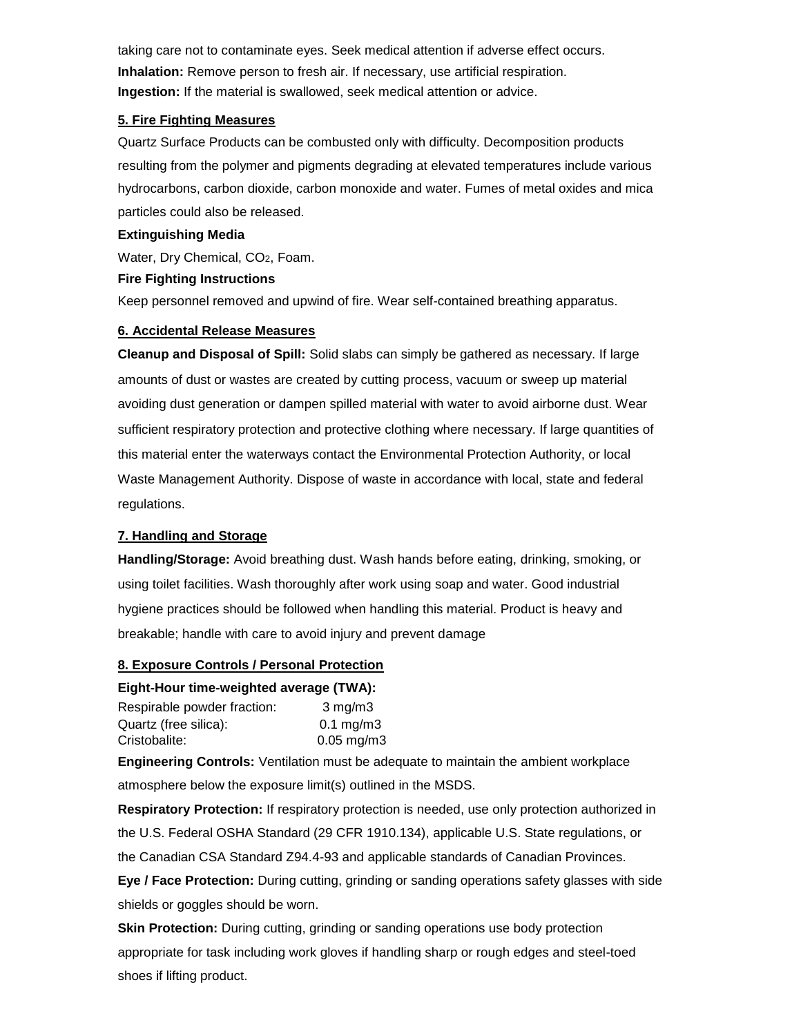taking care not to contaminate eyes. Seek medical attention if adverse effect occurs.

**Inhalation:** Remove person to fresh air. If necessary, use artificial respiration.

**Ingestion:** If the material is swallowed, seek medical attention or advice.

## 5. Fire Fighting Measures

Quartz Surface Products can be combusted only with difficulty. Decomposition products resulting from the polymer and pigments degrading at elevated temperatures include various hydrocarbons, carbon dioxide, carbon monoxide and water. Fumes of metal oxides and mica particles could also be released.

**Extinguishing Media**

Water, Dry Chemical, $CO_2$, Foam.

**Fire Fighting Instructions**

Keep personnel removed and upwind of fire. Wear self-contained breathing apparatus.

## 6. Accidental Release Measures

**Cleanup and Disposal of Spill:** Solid slabs can simply be gathered as necessary. If large amounts of dust or wastes are created by cutting process, vacuum or sweep up material avoiding dust generation or dampen spilled material with water to avoid airborne dust. Wear sufficient respiratory protection and protective clothing where necessary. If large quantities of this material enter the waterways contact the Environmental Protection Authority, or local Waste Management Authority. Dispose of waste in accordance with local, state and federal regulations.

## 7. Handling and Storage

**Handling/Storage:** Avoid breathing dust. Wash hands before eating, drinking, smoking, or using toilet facilities. Wash thoroughly after work using soap and water. Good industrial hygiene practices should be followed when handling this material. Product is heavy and breakable; handle with care to avoid injury and prevent damage

## 8. Exposure Controls / Personal Protection

**Eight-Hour time-weighted average (TWA):**

| | |
|---|---|
| Respirable powder fraction: | 3 mg/m3 |
| Quartz (free silica): | 0.1 mg/m3 |
| Cristobalite: | 0.05 mg/m3 |

**Engineering Controls:** Ventilation must be adequate to maintain the ambient workplace atmosphere below the exposure limit(s) outlined in the MSDS.

**Respiratory Protection:** If respiratory protection is needed, use only protection authorized in the U.S. Federal OSHA Standard (29 CFR 1910.134), applicable U.S. State regulations, or the Canadian CSA Standard Z94.4-93 and applicable standards of Canadian Provinces.

**Eye / Face Protection:** During cutting, grinding or sanding operations safety glasses with side shields or goggles should be worn.

**Skin Protection:** During cutting, grinding or sanding operations use body protection appropriate for task including work gloves if handling sharp or rough edges and steel-toed shoes if lifting product.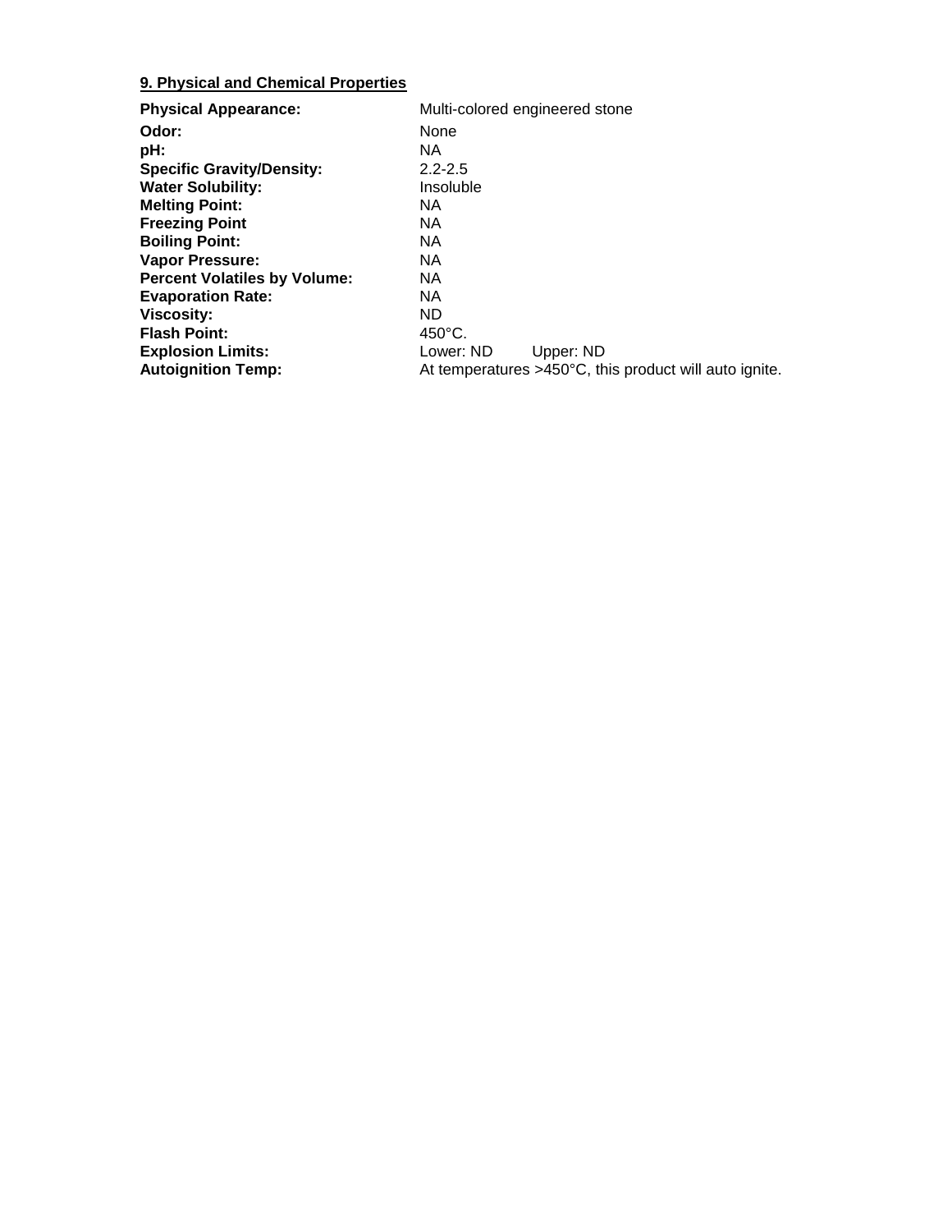## 9. Physical and Chemical Properties

**Physical Appearance:** Multi-colored engineered stone
**Odor:** None
**pH:** NA
**Specific Gravity/Density:** 2.2-2.5
**Water Solubility:** Insoluble
**Melting Point:** NA
**Freezing Point** NA
**Boiling Point:** NA
**Vapor Pressure:** NA
**Percent Volatiles by Volume:** NA
**Evaporation Rate:** NA
**Viscosity:** ND
**Flash Point:** 450°C.
**Explosion Limits:** Lower: ND Upper: ND
**Autoignition Temp:** At temperatures >450°C, this product will auto ignite.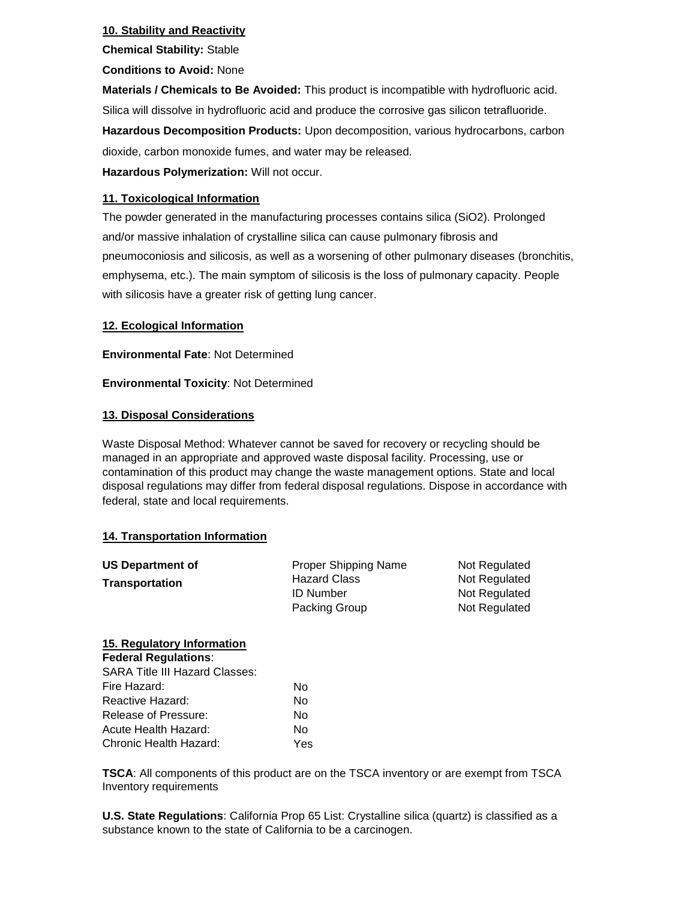## 10. Stability and Reactivity

**Chemical Stability:** Stable

**Conditions to Avoid:** None

**Materials / Chemicals to Be Avoided:** This product is incompatible with hydrofluoric acid. Silica will dissolve in hydrofluoric acid and produce the corrosive gas silicon tetrafluoride.

**Hazardous Decomposition Products:** Upon decomposition, various hydrocarbons, carbon dioxide, carbon monoxide fumes, and water may be released.

**Hazardous Polymerization:** Will not occur.

## 11. Toxicological Information

The powder generated in the manufacturing processes contains silica ($SiO_2$). Prolonged and/or massive inhalation of crystalline silica can cause pulmonary fibrosis and pneumoconiosis and silicosis, as well as a worsening of other pulmonary diseases (bronchitis, emphysema, etc.). The main symptom of silicosis is the loss of pulmonary capacity. People with silicosis have a greater risk of getting lung cancer.

## 12. Ecological Information

**Environmental Fate**: Not Determined

**Environmental Toxicity**: Not Determined

## 13. Disposal Considerations

Waste Disposal Method: Whatever cannot be saved for recovery or recycling should be managed in an appropriate and approved waste disposal facility. Processing, use or contamination of this product may change the waste management options. State and local disposal regulations may differ from federal disposal regulations. Dispose in accordance with federal, state and local requirements.

## 14. Transportation Information

| | | |
|---|---|---|
| **US Department of Transportation** | Proper Shipping Name | Not Regulated |
| | Hazard Class | Not Regulated |
| | ID Number | Not Regulated |
| | Packing Group | Not Regulated |

## 15. Regulatory Information

**Federal Regulations**:

SARA Title III Hazard Classes:

| | |
|---|---|
| Fire Hazard: | No |
| Reactive Hazard: | No |
| Release of Pressure: | No |
| Acute Health Hazard: | No |
| Chronic Health Hazard: | Yes |

**TSCA**: All components of this product are on the TSCA inventory or are exempt from TSCA Inventory requirements

**U.S. State Regulations**: California Prop 65 List: Crystalline silica (quartz) is classified as a substance known to the state of California to be a carcinogen.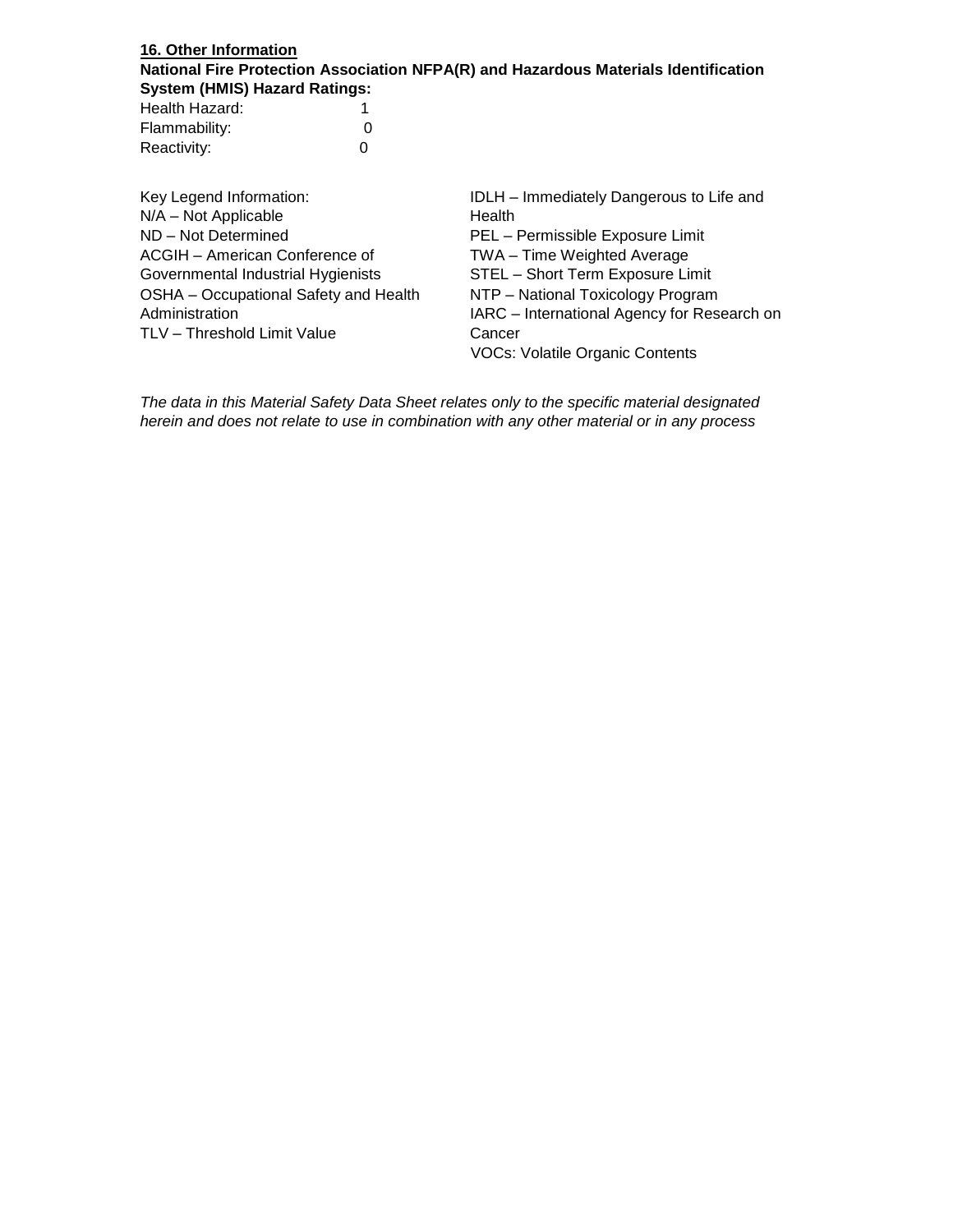## 16. Other Information

**National Fire Protection Association NFPA(R) and Hazardous Materials Identification System (HMIS) Hazard Ratings:**

| | |
|---|---|
| Health Hazard: | 1 |
| Flammability: | 0 |
| Reactivity: | 0 |

Key Legend Information:
N/A – Not Applicable
ND – Not Determined
ACGIH – American Conference of Governmental Industrial Hygienists
OSHA – Occupational Safety and Health Administration
TLV – Threshold Limit Value
IDLH – Immediately Dangerous to Life and Health
PEL – Permissible Exposure Limit
TWA – Time Weighted Average
STEL – Short Term Exposure Limit
NTP – National Toxicology Program
IARC – International Agency for Research on Cancer
VOCs: Volatile Organic Contents

*The data in this Material Safety Data Sheet relates only to the specific material designated herein and does not relate to use in combination with any other material or in any process*